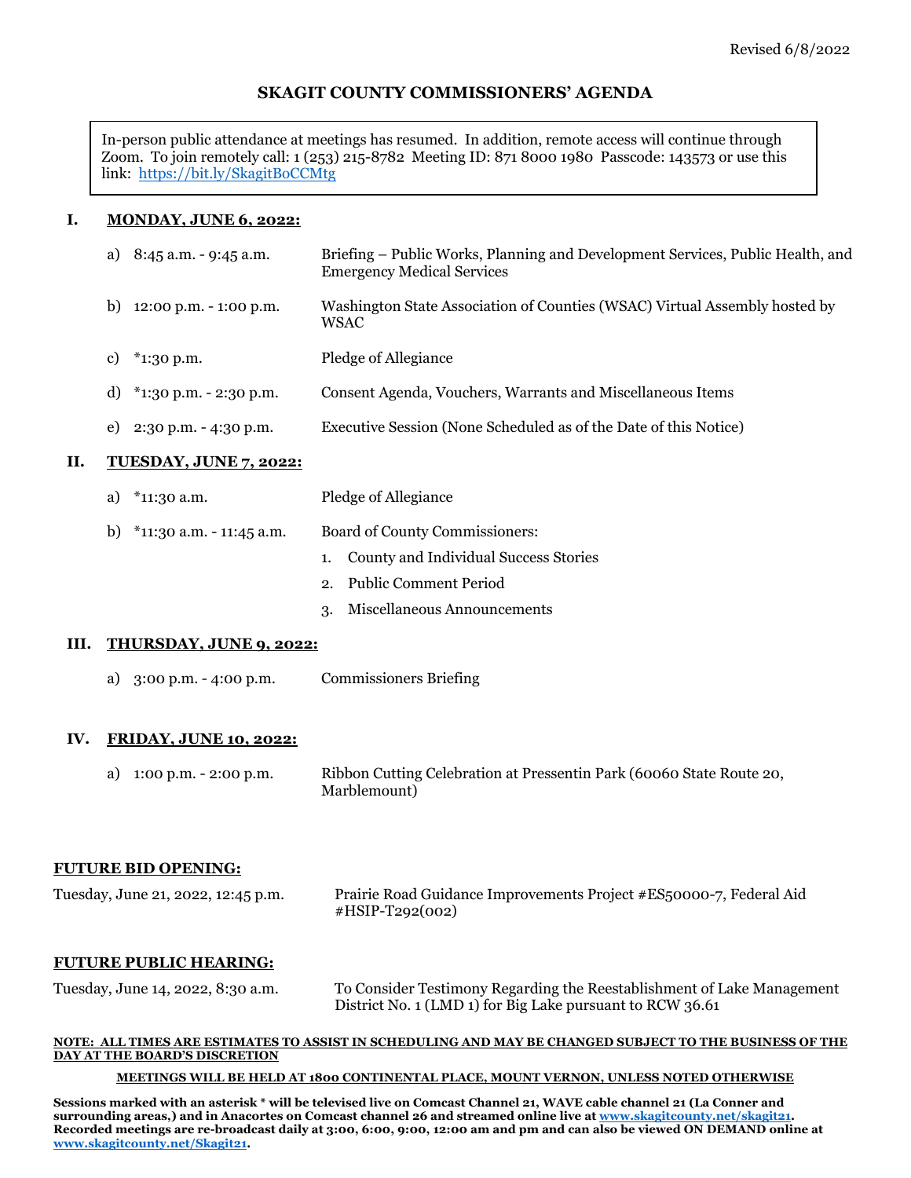Revised 6/8/2022

# SKAGIT COUNTY COMMISSIONERS' AGENDA

In-person public attendance at meetings has resumed. In addition, remote access will continue through Zoom. To join remotely call: 1 (253) 215-8782 Meeting ID: 871 8000 1980 Passcode: 143573 or use this link: [https://bit.ly/SkagitBoCCMtg](https://bit.ly/SkagitBoCCMtg)

## I. MONDAY, JUNE 6, 2022:

| | |
|---|---|
| a) 8:45 a.m. - 9:45 a.m. | Briefing – Public Works, Planning and Development Services, Public Health, and Emergency Medical Services |
| b) 12:00 p.m. - 1:00 p.m. | Washington State Association of Counties (WSAC) Virtual Assembly hosted by WSAC |
| c) *1:30 p.m. | Pledge of Allegiance |
| d) *1:30 p.m. - 2:30 p.m. | Consent Agenda, Vouchers, Warrants and Miscellaneous Items |
| e) 2:30 p.m. - 4:30 p.m. | Executive Session (None Scheduled as of the Date of this Notice) |

## II. TUESDAY, JUNE 7, 2022:

| | |
|---|---|
| a) *11:30 a.m. | Pledge of Allegiance |
| b) *11:30 a.m. - 11:45 a.m. | Board of County Commissioners: |

1. County and Individual Success Stories
2. Public Comment Period
3. Miscellaneous Announcements

## III. THURSDAY, JUNE 9, 2022:

| | |
|---|---|
| a) 3:00 p.m. - 4:00 p.m. | Commissioners Briefing |

## IV. FRIDAY, JUNE 10, 2022:

| | |
|---|---|
| a) 1:00 p.m. - 2:00 p.m. | Ribbon Cutting Celebration at Pressentin Park (60060 State Route 20, Marblemount) |

## FUTURE BID OPENING:

| | |
|---|---|
| Tuesday, June 21, 2022, 12:45 p.m. | Prairie Road Guidance Improvements Project #ES50000-7, Federal Aid #HSIP-T292(002) |

## FUTURE PUBLIC HEARING:

| | |
|---|---|
| Tuesday, June 14, 2022, 8:30 a.m. | To Consider Testimony Regarding the Reestablishment of Lake Management District No. 1 (LMD 1) for Big Lake pursuant to RCW 36.61 |

**NOTE: ALL TIMES ARE ESTIMATES TO ASSIST IN SCHEDULING AND MAY BE CHANGED SUBJECT TO THE BUSINESS OF THE DAY AT THE BOARD'S DISCRETION**

**MEETINGS WILL BE HELD AT 1800 CONTINENTAL PLACE, MOUNT VERNON, UNLESS NOTED OTHERWISE**

**Sessions marked with an asterisk * will be televised live on Comcast Channel 21, WAVE cable channel 21 (La Conner and surrounding areas,) and in Anacortes on Comcast channel 26 and streamed online live at [www.skagitcounty.net/skagit21](www.skagitcounty.net/skagit21). Recorded meetings are re-broadcast daily at 3:00, 6:00, 9:00, 12:00 am and pm and can also be viewed ON DEMAND online at [www.skagitcounty.net/Skagit21](www.skagitcounty.net/Skagit21).**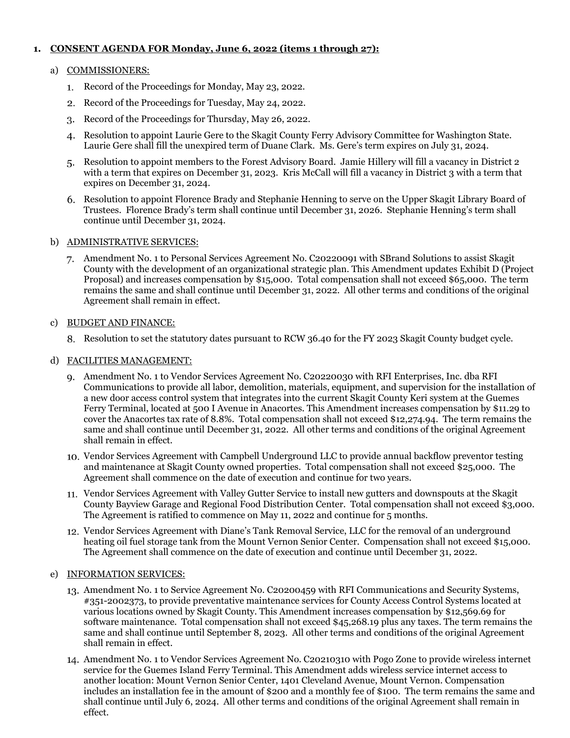1. **CONSENT AGENDA FOR Monday, June 6, 2022 (items 1 through 27):**

   a) COMMISSIONERS:

      1. Record of the Proceedings for Monday, May 23, 2022.
      2. Record of the Proceedings for Tuesday, May 24, 2022.
      3. Record of the Proceedings for Thursday, May 26, 2022.
      4. Resolution to appoint Laurie Gere to the Skagit County Ferry Advisory Committee for Washington State. Laurie Gere shall fill the unexpired term of Duane Clark. Ms. Gere's term expires on July 31, 2024.
      5. Resolution to appoint members to the Forest Advisory Board. Jamie Hillery will fill a vacancy in District 2 with a term that expires on December 31, 2023. Kris McCall will fill a vacancy in District 3 with a term that expires on December 31, 2024.
      6. Resolution to appoint Florence Brady and Stephanie Henning to serve on the Upper Skagit Library Board of Trustees. Florence Brady's term shall continue until December 31, 2026. Stephanie Henning's term shall continue until December 31, 2024.

   b) ADMINISTRATIVE SERVICES:

      7. Amendment No. 1 to Personal Services Agreement No. C20220091 with SBrand Solutions to assist Skagit County with the development of an organizational strategic plan. This Amendment updates Exhibit D (Project Proposal) and increases compensation by $15,000. Total compensation shall not exceed $65,000. The term remains the same and shall continue until December 31, 2022. All other terms and conditions of the original Agreement shall remain in effect.

   c) BUDGET AND FINANCE:

      8. Resolution to set the statutory dates pursuant to RCW 36.40 for the FY 2023 Skagit County budget cycle.

   d) FACILITIES MANAGEMENT:

      9. Amendment No. 1 to Vendor Services Agreement No. C20220030 with RFI Enterprises, Inc. dba RFI Communications to provide all labor, demolition, materials, equipment, and supervision for the installation of a new door access control system that integrates into the current Skagit County Keri system at the Guemes Ferry Terminal, located at 500 I Avenue in Anacortes. This Amendment increases compensation by $11.29 to cover the Anacortes tax rate of 8.8%. Total compensation shall not exceed $12,274.94. The term remains the same and shall continue until December 31, 2022. All other terms and conditions of the original Agreement shall remain in effect.
      10. Vendor Services Agreement with Campbell Underground LLC to provide annual backflow preventor testing and maintenance at Skagit County owned properties. Total compensation shall not exceed $25,000. The Agreement shall commence on the date of execution and continue for two years.
      11. Vendor Services Agreement with Valley Gutter Service to install new gutters and downspouts at the Skagit County Bayview Garage and Regional Food Distribution Center. Total compensation shall not exceed $3,000. The Agreement is ratified to commence on May 11, 2022 and continue for 5 months.
      12. Vendor Services Agreement with Diane's Tank Removal Service, LLC for the removal of an underground heating oil fuel storage tank from the Mount Vernon Senior Center. Compensation shall not exceed $15,000. The Agreement shall commence on the date of execution and continue until December 31, 2022.

   e) INFORMATION SERVICES:

      13. Amendment No. 1 to Service Agreement No. C20200459 with RFI Communications and Security Systems, #351-2002373, to provide preventative maintenance services for County Access Control Systems located at various locations owned by Skagit County. This Amendment increases compensation by $12,569.69 for software maintenance. Total compensation shall not exceed $45,268.19 plus any taxes. The term remains the same and shall continue until September 8, 2023. All other terms and conditions of the original Agreement shall remain in effect.
      14. Amendment No. 1 to Vendor Services Agreement No. C20210310 with Pogo Zone to provide wireless internet service for the Guemes Island Ferry Terminal. This Amendment adds wireless service internet access to another location: Mount Vernon Senior Center, 1401 Cleveland Avenue, Mount Vernon. Compensation includes an installation fee in the amount of $200 and a monthly fee of $100. The term remains the same and shall continue until July 6, 2024. All other terms and conditions of the original Agreement shall remain in effect.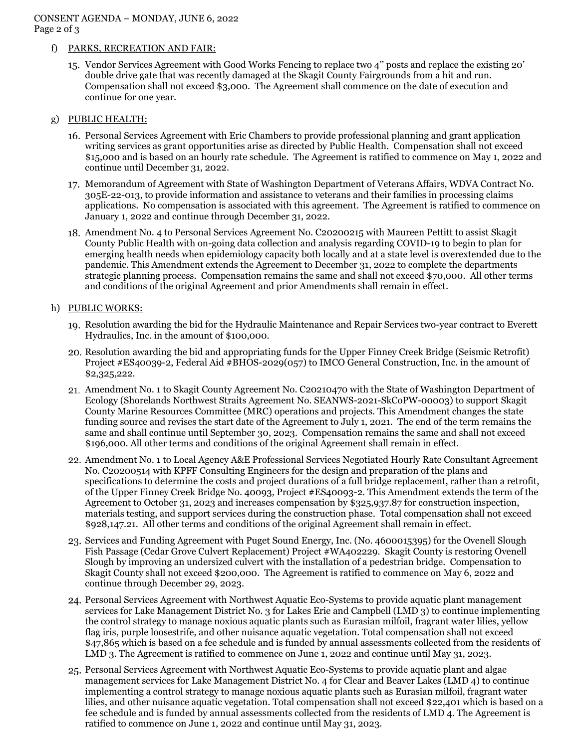f) PARKS, RECREATION AND FAIR:

15. Vendor Services Agreement with Good Works Fencing to replace two 4" posts and replace the existing 20' double drive gate that was recently damaged at the Skagit County Fairgrounds from a hit and run. Compensation shall not exceed $3,000. The Agreement shall commence on the date of execution and continue for one year.

g) PUBLIC HEALTH:

16. Personal Services Agreement with Eric Chambers to provide professional planning and grant application writing services as grant opportunities arise as directed by Public Health. Compensation shall not exceed $15,000 and is based on an hourly rate schedule. The Agreement is ratified to commence on May 1, 2022 and continue until December 31, 2022.
17. Memorandum of Agreement with State of Washington Department of Veterans Affairs, WDVA Contract No. 305E-22-013, to provide information and assistance to veterans and their families in processing claims applications. No compensation is associated with this agreement. The Agreement is ratified to commence on January 1, 2022 and continue through December 31, 2022.
18. Amendment No. 4 to Personal Services Agreement No. C20200215 with Maureen Pettitt to assist Skagit County Public Health with on-going data collection and analysis regarding COVID-19 to begin to plan for emerging health needs when epidemiology capacity both locally and at a state level is overextended due to the pandemic. This Amendment extends the Agreement to December 31, 2022 to complete the departments strategic planning process. Compensation remains the same and shall not exceed $70,000. All other terms and conditions of the original Agreement and prior Amendments shall remain in effect.

h) PUBLIC WORKS:

19. Resolution awarding the bid for the Hydraulic Maintenance and Repair Services two-year contract to Everett Hydraulics, Inc. in the amount of $100,000.
20. Resolution awarding the bid and appropriating funds for the Upper Finney Creek Bridge (Seismic Retrofit) Project #ES40039-2, Federal Aid #BHOS-2029(057) to IMCO General Construction, Inc. in the amount of $2,325,222.
21. Amendment No. 1 to Skagit County Agreement No. C20210470 with the State of Washington Department of Ecology (Shorelands Northwest Straits Agreement No. SEANWS-2021-SkCoPW-00003) to support Skagit County Marine Resources Committee (MRC) operations and projects. This Amendment changes the state funding source and revises the start date of the Agreement to July 1, 2021. The end of the term remains the same and shall continue until September 30, 2023. Compensation remains the same and shall not exceed $196,000. All other terms and conditions of the original Agreement shall remain in effect.
22. Amendment No. 1 to Local Agency A&E Professional Services Negotiated Hourly Rate Consultant Agreement No. C20200514 with KPFF Consulting Engineers for the design and preparation of the plans and specifications to determine the costs and project durations of a full bridge replacement, rather than a retrofit, of the Upper Finney Creek Bridge No. 40093, Project #ES40093-2. This Amendment extends the term of the Agreement to October 31, 2023 and increases compensation by $325,937.87 for construction inspection, materials testing, and support services during the construction phase. Total compensation shall not exceed $928,147.21. All other terms and conditions of the original Agreement shall remain in effect.
23. Services and Funding Agreement with Puget Sound Energy, Inc. (No. 4600015395) for the Ovenell Slough Fish Passage (Cedar Grove Culvert Replacement) Project #WA402229. Skagit County is restoring Ovenell Slough by improving an undersized culvert with the installation of a pedestrian bridge. Compensation to Skagit County shall not exceed $200,000. The Agreement is ratified to commence on May 6, 2022 and continue through December 29, 2023.
24. Personal Services Agreement with Northwest Aquatic Eco-Systems to provide aquatic plant management services for Lake Management District No. 3 for Lakes Erie and Campbell (LMD 3) to continue implementing the control strategy to manage noxious aquatic plants such as Eurasian milfoil, fragrant water lilies, yellow flag iris, purple loosestrife, and other nuisance aquatic vegetation. Total compensation shall not exceed $47,865 which is based on a fee schedule and is funded by annual assessments collected from the residents of LMD 3. The Agreement is ratified to commence on June 1, 2022 and continue until May 31, 2023.
25. Personal Services Agreement with Northwest Aquatic Eco-Systems to provide aquatic plant and algae management services for Lake Management District No. 4 for Clear and Beaver Lakes (LMD 4) to continue implementing a control strategy to manage noxious aquatic plants such as Eurasian milfoil, fragrant water lilies, and other nuisance aquatic vegetation. Total compensation shall not exceed $22,401 which is based on a fee schedule and is funded by annual assessments collected from the residents of LMD 4. The Agreement is ratified to commence on June 1, 2022 and continue until May 31, 2023.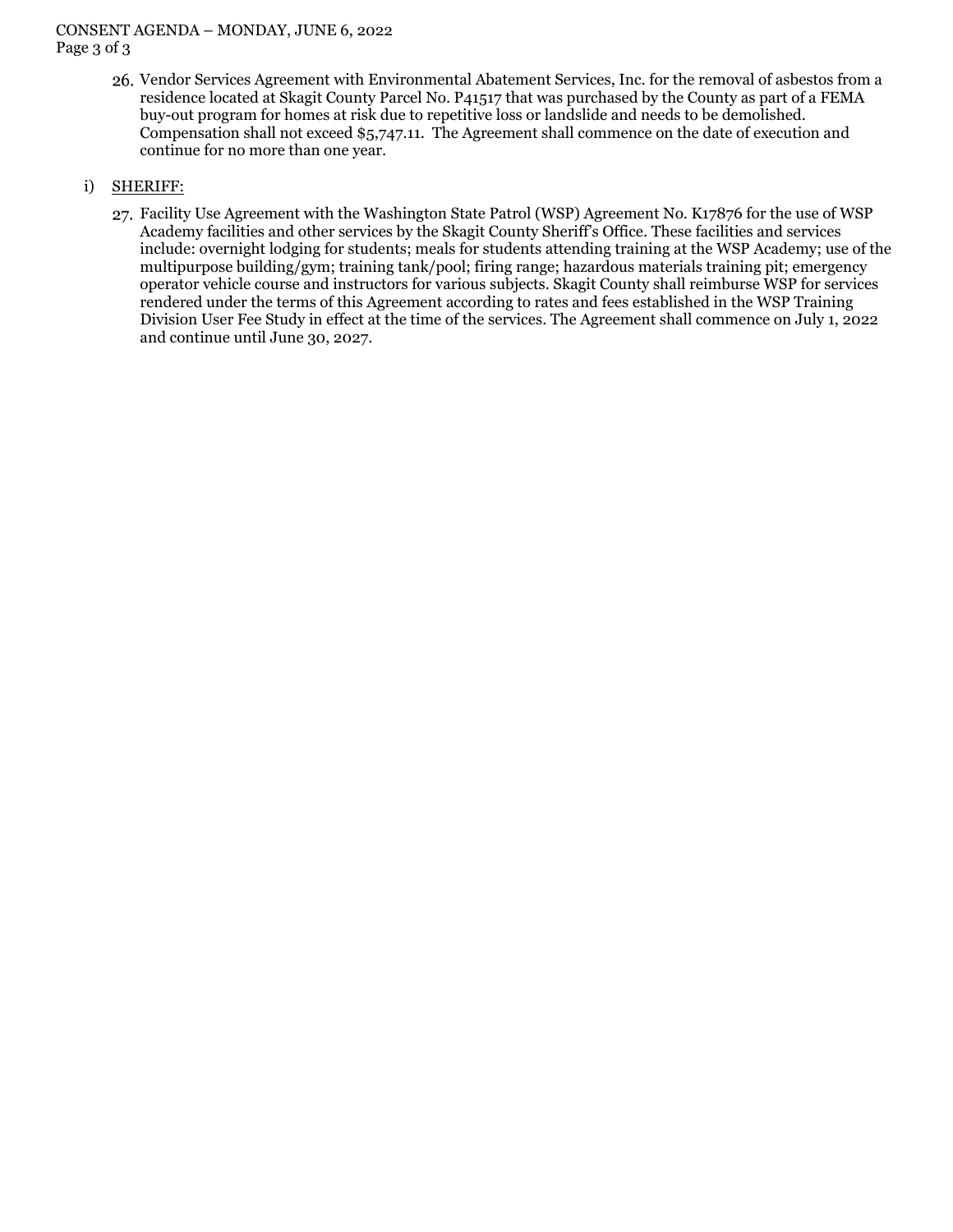26. Vendor Services Agreement with Environmental Abatement Services, Inc. for the removal of asbestos from a residence located at Skagit County Parcel No. P41517 that was purchased by the County as part of a FEMA buy-out program for homes at risk due to repetitive loss or landslide and needs to be demolished. Compensation shall not exceed $5,747.11. The Agreement shall commence on the date of execution and continue for no more than one year.

i) SHERIFF:

27. Facility Use Agreement with the Washington State Patrol (WSP) Agreement No. K17876 for the use of WSP Academy facilities and other services by the Skagit County Sheriff's Office. These facilities and services include: overnight lodging for students; meals for students attending training at the WSP Academy; use of the multipurpose building/gym; training tank/pool; firing range; hazardous materials training pit; emergency operator vehicle course and instructors for various subjects. Skagit County shall reimburse WSP for services rendered under the terms of this Agreement according to rates and fees established in the WSP Training Division User Fee Study in effect at the time of the services. The Agreement shall commence on July 1, 2022 and continue until June 30, 2027.